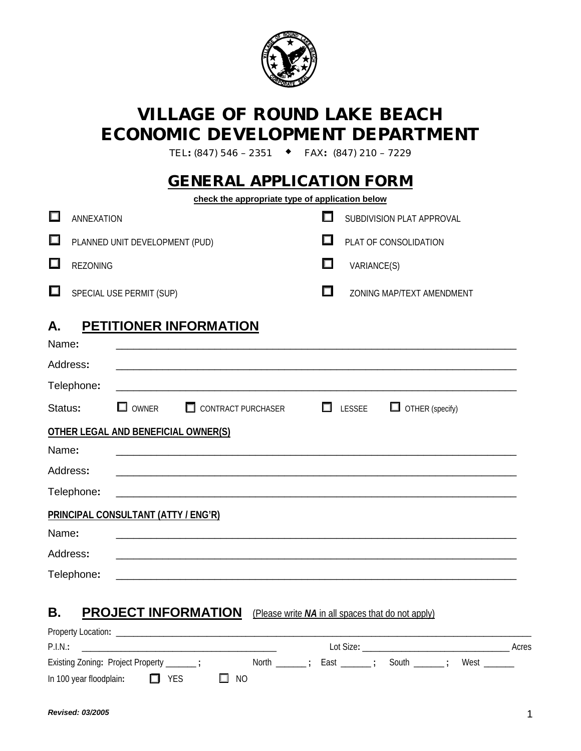# VILLAGE OF ROUND LAKE BEACH
# ECONOMIC DEVELOPMENT DEPARTMENT

TEL: (847) 546 – 2351 ◆ FAX: (847) 210 – 7229

## GENERAL APPLICATION FORM

**check the appropriate type of application below**

- ☐ ANNEXATION
- ☐ PLANNED UNIT DEVELOPMENT (PUD)
- ☐ REZONING
- ☐ SPECIAL USE PERMIT (SUP)
- ☐ SUBDIVISION PLAT APPROVAL
- ☐ PLAT OF CONSOLIDATION
- ☐ VARIANCE(S)
- ☐ ZONING MAP/TEXT AMENDMENT

## A. PETITIONER INFORMATION

Name: ____________________________________________________________

Address: ____________________________________________________________

Telephone: ____________________________________________________________

Status: ☐ OWNER ☐ CONTRACT PURCHASER ☐ LESSEE ☐ OTHER (specify)

**OTHER LEGAL AND BENEFICIAL OWNER(S)**

Name: ____________________________________________________________

Address: ____________________________________________________________

Telephone: ____________________________________________________________

**PRINCIPAL CONSULTANT (ATTY / ENG'R)**

Name: ____________________________________________________________

Address: ____________________________________________________________

Telephone: ____________________________________________________________

## B. PROJECT INFORMATION (Please write *NA* in all spaces that do not apply)

Property Location: ____________________________________________________________

P.I.N.: ________________________________________ Lot Size: ________________________________ Acres

Existing Zoning: Project Property _______ ; North _______ ; East _______ ; South _______ ; West _______

In 100 year floodplain: ☐ YES ☐ NO

*Revised: 03/2005*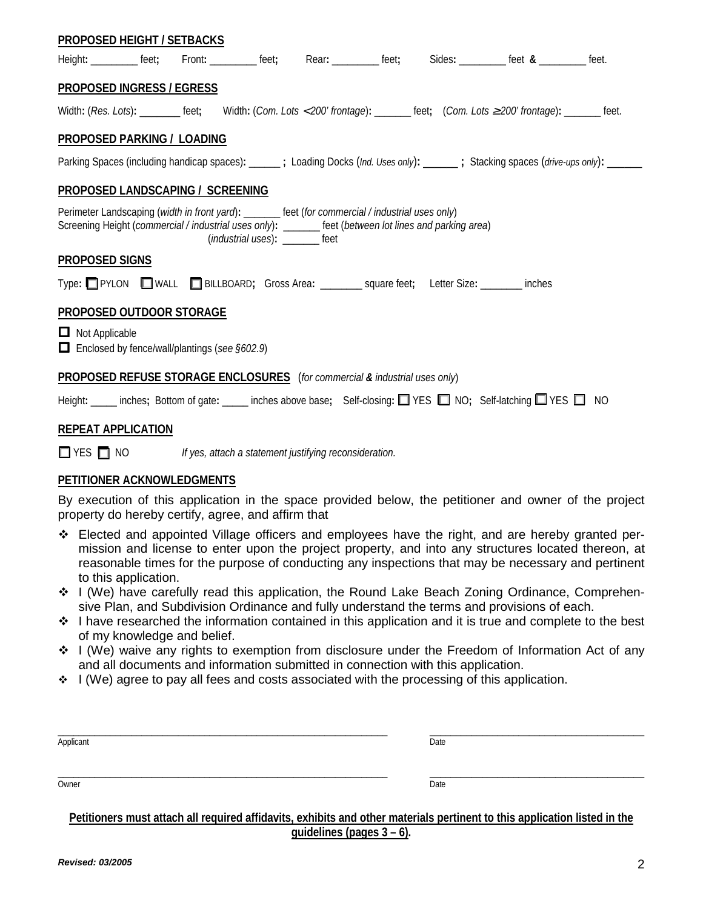**PROPOSED HEIGHT / SETBACKS**

Height: _________ feet; Front: _________ feet; Rear: _________ feet; Sides: _________ feet & _________ feet.

**PROPOSED INGRESS / EGRESS**

Width: (*Res. Lots*): ________ feet; Width: (*Com. Lots < 200' frontage*): _______ feet; (*Com. Lots ≥ 200' frontage*): _______ feet.

**PROPOSED PARKING / LOADING**

Parking Spaces (including handicap spaces): ______ ; Loading Docks (*Ind. Uses only*): ______ ; Stacking spaces (*drive-ups only*): ______

**PROPOSED LANDSCAPING / SCREENING**

Perimeter Landscaping (*width in front yard*): _______ feet (*for commercial / industrial uses only*)
Screening Height (*commercial / industrial uses only*): _______ feet (*between lot lines and parking area*)
(*industrial uses*): _______ feet

**PROPOSED SIGNS**

Type: ☐ PYLON ☐ WALL ☐ BILLBOARD; Gross Area: ________ square feet; Letter Size: ________ inches

**PROPOSED OUTDOOR STORAGE**

☐ Not Applicable
☐ Enclosed by fence/wall/plantings (*see §602.9*)

**PROPOSED REFUSE STORAGE ENCLOSURES** (*for commercial & industrial uses only*)

Height: _____ inches; Bottom of gate: _____ inches above base; Self-closing: ☐ YES ☐ NO; Self-latching ☐ YES ☐ NO

**REPEAT APPLICATION**

☐ YES ☐ NO *If yes, attach a statement justifying reconsideration.*

**PETITIONER ACKNOWLEDGMENTS**

By execution of this application in the space provided below, the petitioner and owner of the project property do hereby certify, agree, and affirm that

- Elected and appointed Village officers and employees have the right, and are hereby granted permission and license to enter upon the project property, and into any structures located thereon, at reasonable times for the purpose of conducting any inspections that may be necessary and pertinent to this application.
- I (We) have carefully read this application, the Round Lake Beach Zoning Ordinance, Comprehensive Plan, and Subdivision Ordinance and fully understand the terms and provisions of each.
- I have researched the information contained in this application and it is true and complete to the best of my knowledge and belief.
- I (We) waive any rights to exemption from disclosure under the Freedom of Information Act of any and all documents and information submitted in connection with this application.
- I (We) agree to pay all fees and costs associated with the processing of this application.

_______________________________________ _______________________
Applicant Date

_______________________________________ _______________________
Owner Date

**Petitioners must attach all required affidavits, exhibits and other materials pertinent to this application listed in the guidelines (pages 3 – 6).**

***Revised: 03/2005***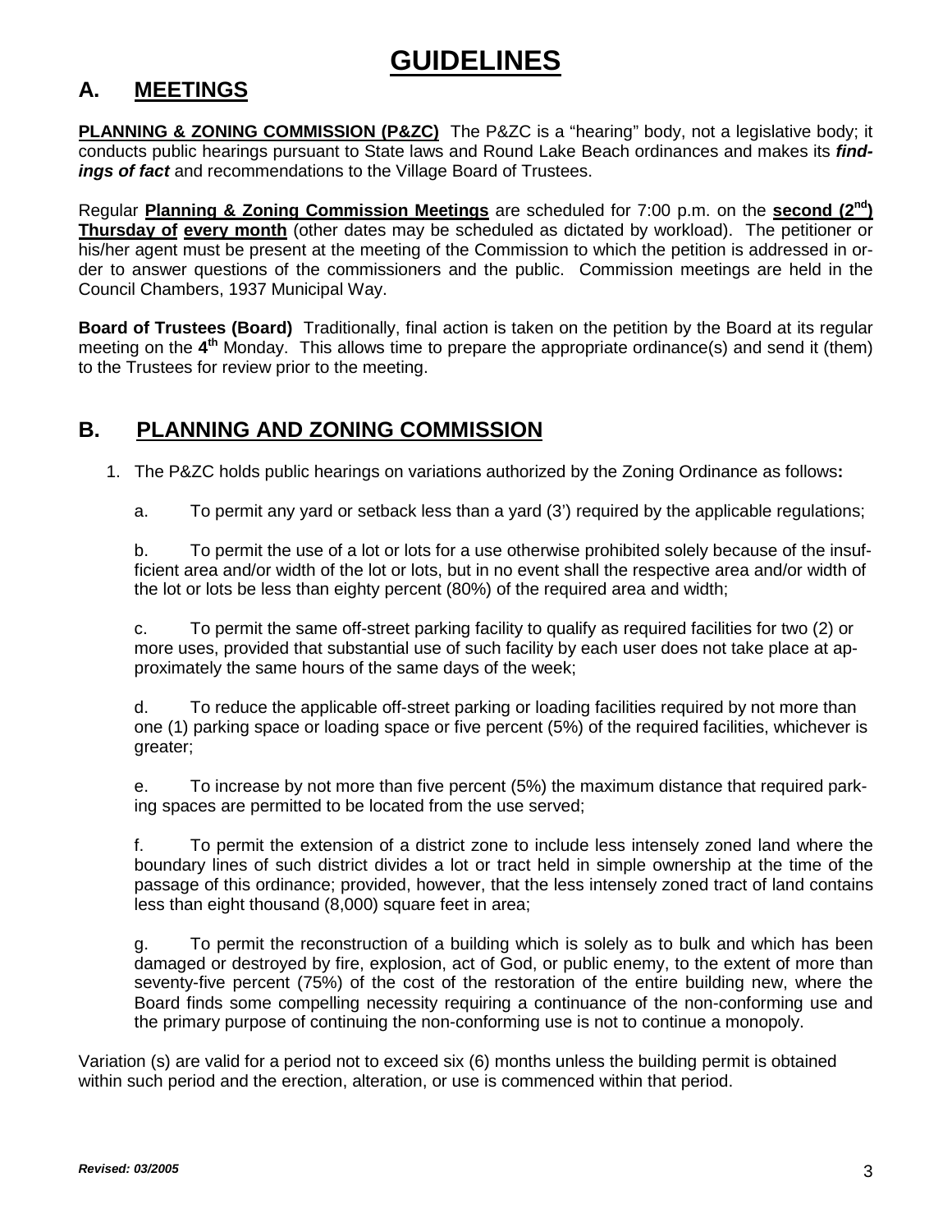# GUIDELINES

## A. MEETINGS

**PLANNING & ZONING COMMISSION (P&ZC)** The P&ZC is a "hearing" body, not a legislative body; it conducts public hearings pursuant to State laws and Round Lake Beach ordinances and makes its ***findings of fact*** and recommendations to the Village Board of Trustees.

Regular **Planning & Zoning Commission Meetings** are scheduled for 7:00 p.m. on the **second (2nd) Thursday of every month** (other dates may be scheduled as dictated by workload). The petitioner or his/her agent must be present at the meeting of the Commission to which the petition is addressed in order to answer questions of the commissioners and the public. Commission meetings are held in the Council Chambers, 1937 Municipal Way.

**Board of Trustees (Board)** Traditionally, final action is taken on the petition by the Board at its regular meeting on the **4th** Monday. This allows time to prepare the appropriate ordinance(s) and send it (them) to the Trustees for review prior to the meeting.

## B. PLANNING AND ZONING COMMISSION

1. The P&ZC holds public hearings on variations authorized by the Zoning Ordinance as follows**:**

   a. To permit any yard or setback less than a yard (3') required by the applicable regulations;

   b. To permit the use of a lot or lots for a use otherwise prohibited solely because of the insufficient area and/or width of the lot or lots, but in no event shall the respective area and/or width of the lot or lots be less than eighty percent (80%) of the required area and width;

   c. To permit the same off-street parking facility to qualify as required facilities for two (2) or more uses, provided that substantial use of such facility by each user does not take place at approximately the same hours of the same days of the week;

   d. To reduce the applicable off-street parking or loading facilities required by not more than one (1) parking space or loading space or five percent (5%) of the required facilities, whichever is greater;

   e. To increase by not more than five percent (5%) the maximum distance that required parking spaces are permitted to be located from the use served;

   f. To permit the extension of a district zone to include less intensely zoned land where the boundary lines of such district divides a lot or tract held in simple ownership at the time of the passage of this ordinance; provided, however, that the less intensely zoned tract of land contains less than eight thousand (8,000) square feet in area;

   g. To permit the reconstruction of a building which is solely as to bulk and which has been damaged or destroyed by fire, explosion, act of God, or public enemy, to the extent of more than seventy-five percent (75%) of the cost of the restoration of the entire building new, where the Board finds some compelling necessity requiring a continuance of the non-conforming use and the primary purpose of continuing the non-conforming use is not to continue a monopoly.

Variation (s) are valid for a period not to exceed six (6) months unless the building permit is obtained within such period and the erection, alteration, or use is commenced within that period.

*Revised: 03/2005*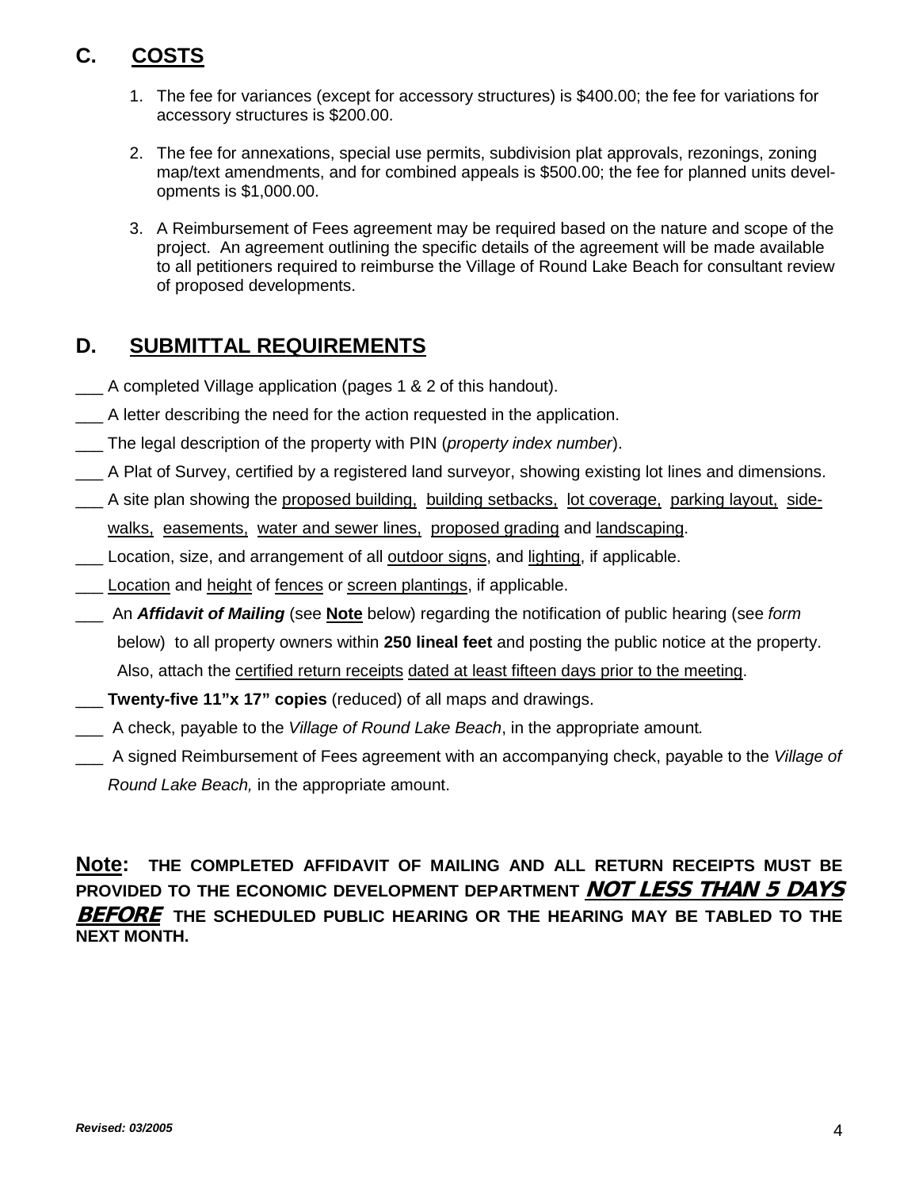## C. COSTS

1. The fee for variances (except for accessory structures) is $400.00; the fee for variations for accessory structures is $200.00.

2. The fee for annexations, special use permits, subdivision plat approvals, rezonings, zoning map/text amendments, and for combined appeals is $500.00; the fee for planned units developments is $1,000.00.

3. A Reimbursement of Fees agreement may be required based on the nature and scope of the project. An agreement outlining the specific details of the agreement will be made available to all petitioners required to reimburse the Village of Round Lake Beach for consultant review of proposed developments.

## D. SUBMITTAL REQUIREMENTS

___ A completed Village application (pages 1 & 2 of this handout).

___ A letter describing the need for the action requested in the application.

___ The legal description of the property with PIN (*property index number*).

___ A Plat of Survey, certified by a registered land surveyor, showing existing lot lines and dimensions.

___ A site plan showing the <u>proposed building,</u> <u>building setbacks,</u> <u>lot coverage,</u> <u>parking layout,</u> <u>sidewalks,</u> <u>easements,</u> <u>water and sewer lines,</u> <u>proposed grading</u> and <u>landscaping</u>.

___ Location, size, and arrangement of all <u>outdoor signs</u>, and <u>lighting</u>, if applicable.

___ <u>Location</u> and <u>height</u> of <u>fences</u> or <u>screen plantings</u>, if applicable.

___ An ***Affidavit of Mailing*** (see **<u>Note</u>** below) regarding the notification of public hearing (see *form* below) to all property owners within **250 lineal feet** and posting the public notice at the property. Also, attach the <u>certified return receipts</u> <u>dated at least fifteen days prior to the meeting</u>.

___ **Twenty-five 11"x 17" copies** (reduced) of all maps and drawings.

___ A check, payable to the *Village of Round Lake Beach*, in the appropriate amount*.*

___ A signed Reimbursement of Fees agreement with an accompanying check, payable to the *Village of Round Lake Beach,* in the appropriate amount.

**<u>Note</u>: THE COMPLETED AFFIDAVIT OF MAILING AND ALL RETURN RECEIPTS MUST BE PROVIDED TO THE ECONOMIC DEVELOPMENT DEPARTMENT *<u>NOT LESS THAN 5 DAYS BEFORE</u>* THE SCHEDULED PUBLIC HEARING OR THE HEARING MAY BE TABLED TO THE NEXT MONTH.**

***Revised: 03/2005***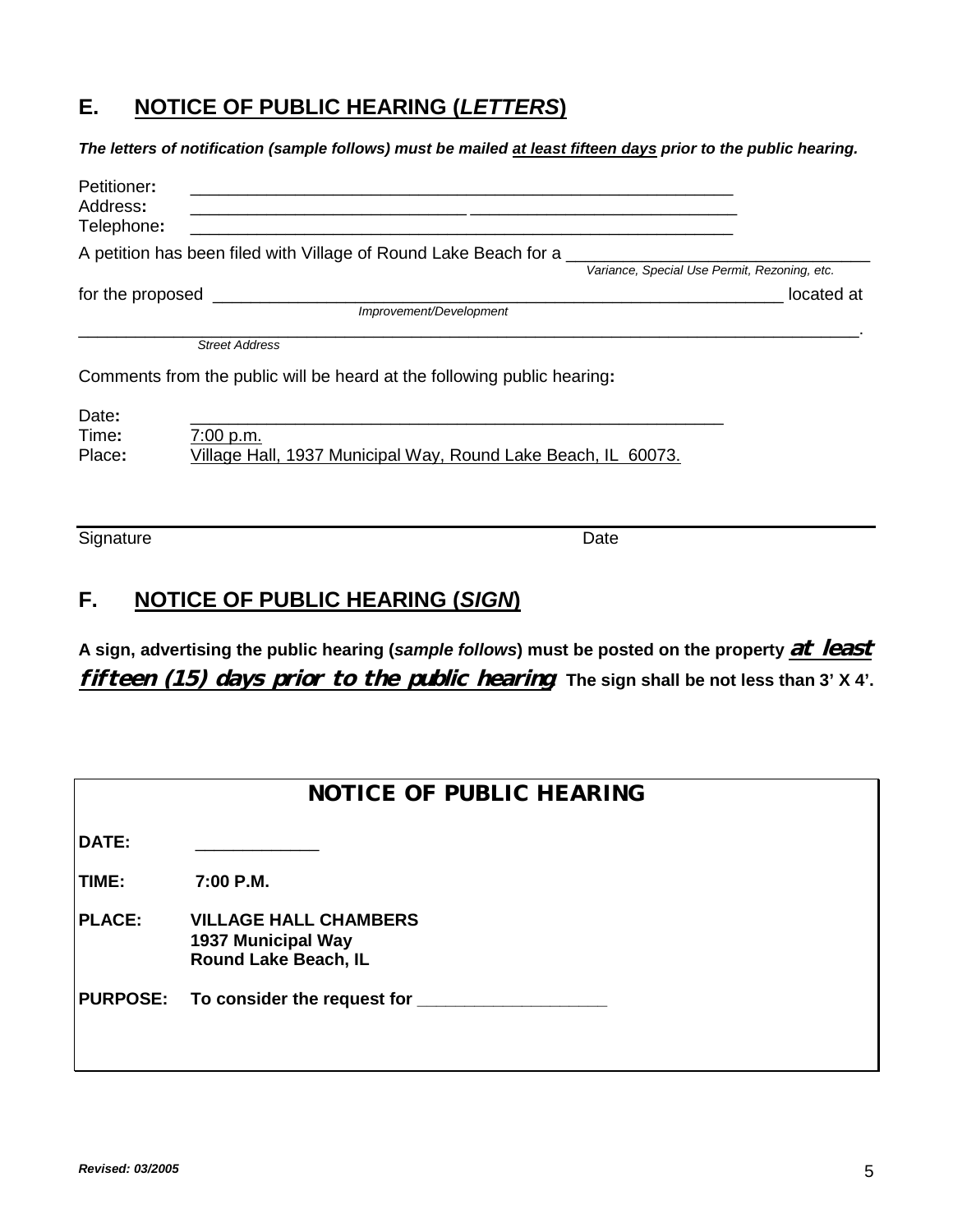## E. NOTICE OF PUBLIC HEARING (*LETTERS*)

***The letters of notification (sample follows) must be mailed <u>at least fifteen days</u> prior to the public hearing.***

Petitioner: ____________________________________________________________

Address: ___________________________ ___________________________

Telephone: ____________________________________________________________

A petition has been filed with Village of Round Lake Beach for a ______________________________
*Variance, Special Use Permit, Rezoning, etc.*

for the proposed ______________________________________________________________ located at
*Improvement/Development*

______________________________________________________________________________.
*Street Address*

Comments from the public will be heard at the following public hearing:

Date: ________________________________________________________

Time: <u>7:00 p.m.</u>

Place: <u>Village Hall, 1937 Municipal Way, Round Lake Beach, IL 60073.</u>

Signature ______________________________ Date ______________________________

## F. NOTICE OF PUBLIC HEARING (*SIGN*)

**A sign, advertising the public hearing (*sample follows*) must be posted on the property *<u>at least fifteen (15) days prior to the public hearing</u>*. The sign shall be not less than 3' X 4'.**

**NOTICE OF PUBLIC HEARING**

**DATE:** ____________

**TIME:** **7:00 P.M.**

**PLACE:** **VILLAGE HALL CHAMBERS**
**1937 Municipal Way**
**Round Lake Beach, IL**

**PURPOSE:** **To consider the request for** ____________________

*Revised: 03/2005*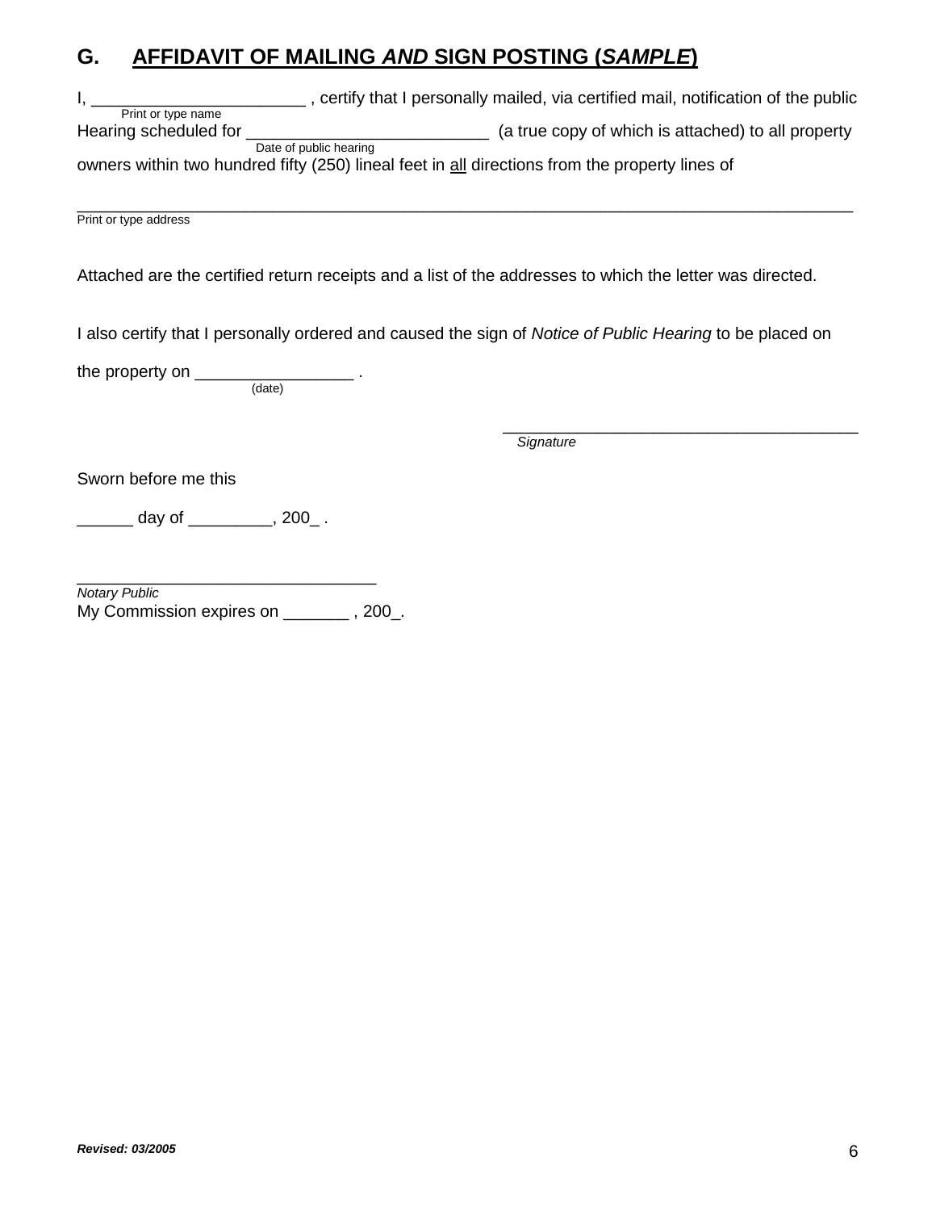## G. AFFIDAVIT OF MAILING *AND* SIGN POSTING (*SAMPLE*)

I, _______________________ , certify that I personally mailed, via certified mail, notification of the public
Print or type name
Hearing scheduled for _________________________ (a true copy of which is attached) to all property
Date of public hearing
owners within two hundred fifty (250) lineal feet in all directions from the property lines of

_____________________________________________________________________________________
Print or type address

Attached are the certified return receipts and a list of the addresses to which the letter was directed.

I also certify that I personally ordered and caused the sign of *Notice of Public Hearing* to be placed on

the property on _________________ .
(date)

_______________________________________
*Signature*

Sworn before me this

______ day of _________, 200_ .

_________________________________
*Notary Public*
My Commission expires on _______ , 200_.

***Revised: 03/2005***